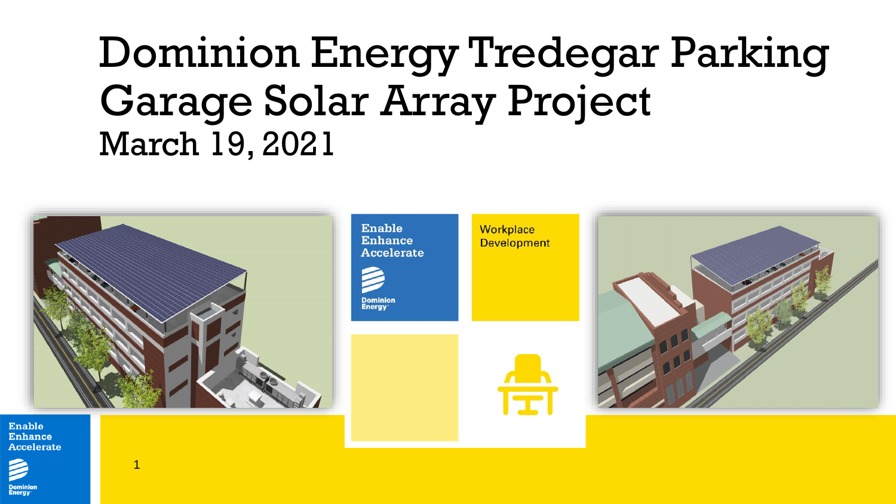# Dominion Energy Tredegar Parking Garage Solar Array Project

March 19, 2021

Enable
Enhance
Accelerate

Dominion Energy

Workplace Development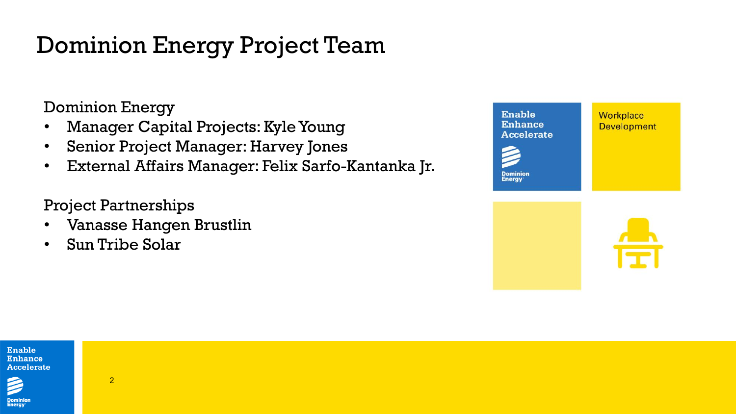# Dominion Energy Project Team

Dominion Energy

- Manager Capital Projects: Kyle Young
- Senior Project Manager: Harvey Jones
- External Affairs Manager: Felix Sarfo-Kantanka Jr.

Project Partnerships

- Vanasse Hangen Brustlin
- Sun Tribe Solar

Enable
Enhance
Accelerate

Workplace Development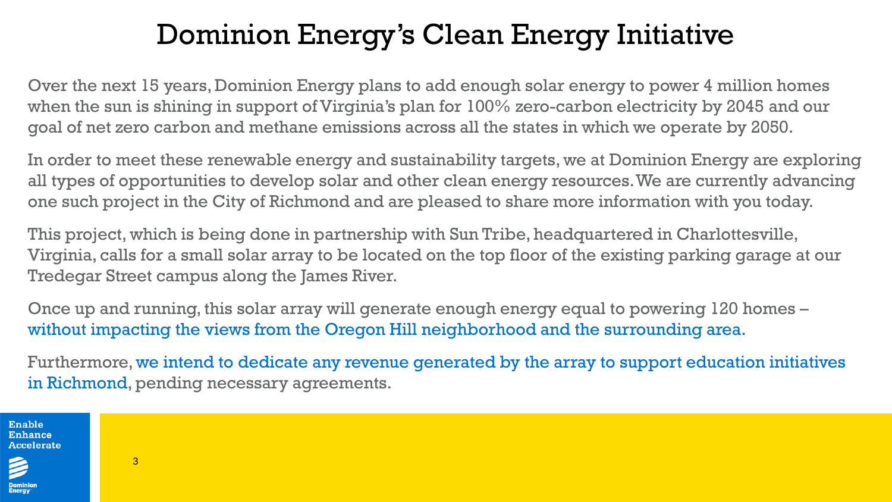# Dominion Energy's Clean Energy Initiative

Over the next 15 years, Dominion Energy plans to add enough solar energy to power 4 million homes when the sun is shining in support of Virginia's plan for 100% zero-carbon electricity by 2045 and our goal of net zero carbon and methane emissions across all the states in which we operate by 2050.

In order to meet these renewable energy and sustainability targets, we at Dominion Energy are exploring all types of opportunities to develop solar and other clean energy resources. We are currently advancing one such project in the City of Richmond and are pleased to share more information with you today.

This project, which is being done in partnership with Sun Tribe, headquartered in Charlottesville, Virginia, calls for a small solar array to be located on the top floor of the existing parking garage at our Tredegar Street campus along the James River.

Once up and running, this solar array will generate enough energy equal to powering 120 homes – without impacting the views from the Oregon Hill neighborhood and the surrounding area.

Furthermore, we intend to dedicate any revenue generated by the array to support education initiatives in Richmond, pending necessary agreements.

Enable
Enhance
Accelerate

Dominion Energy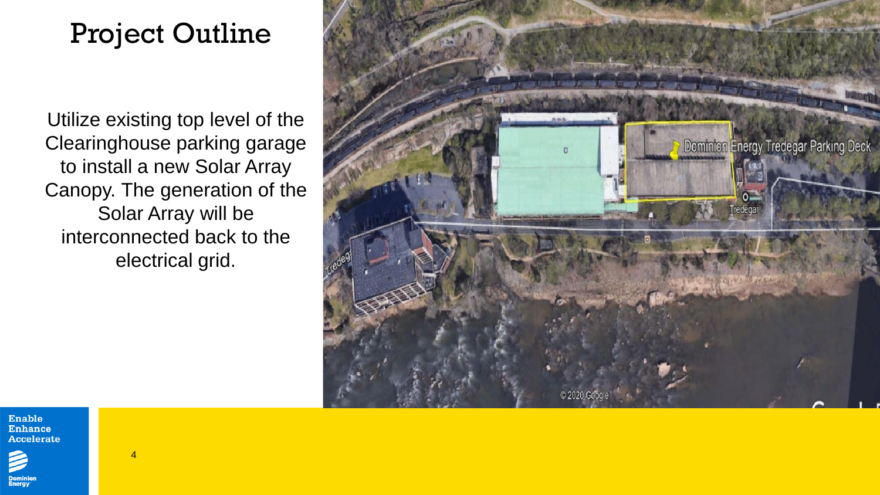# Project Outline

Utilize existing top level of the Clearinghouse parking garage to install a new Solar Array Canopy. The generation of the Solar Array will be interconnected back to the electrical grid.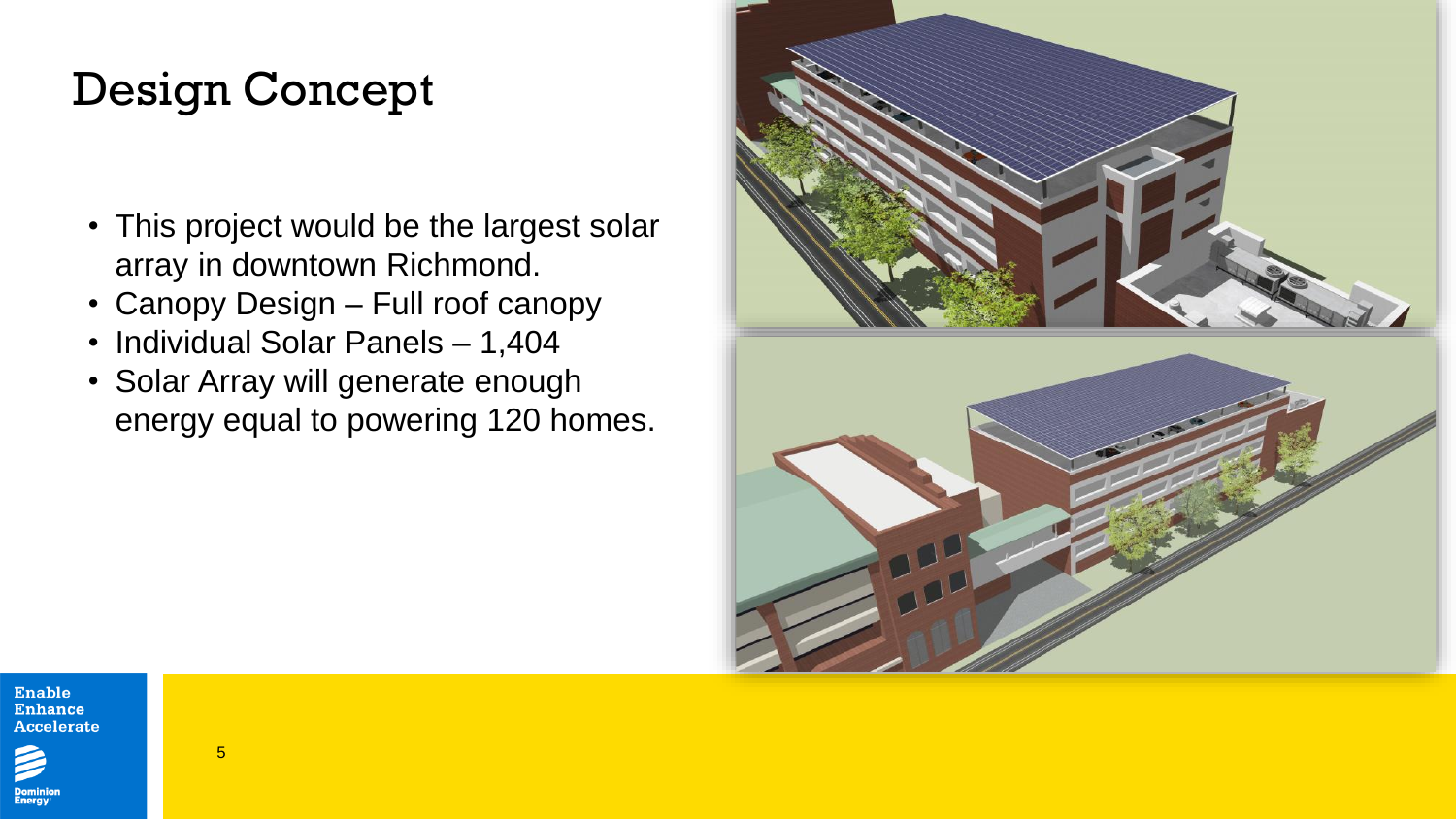# Design Concept

- This project would be the largest solar array in downtown Richmond.
- Canopy Design – Full roof canopy
- Individual Solar Panels – 1,404
- Solar Array will generate enough energy equal to powering 120 homes.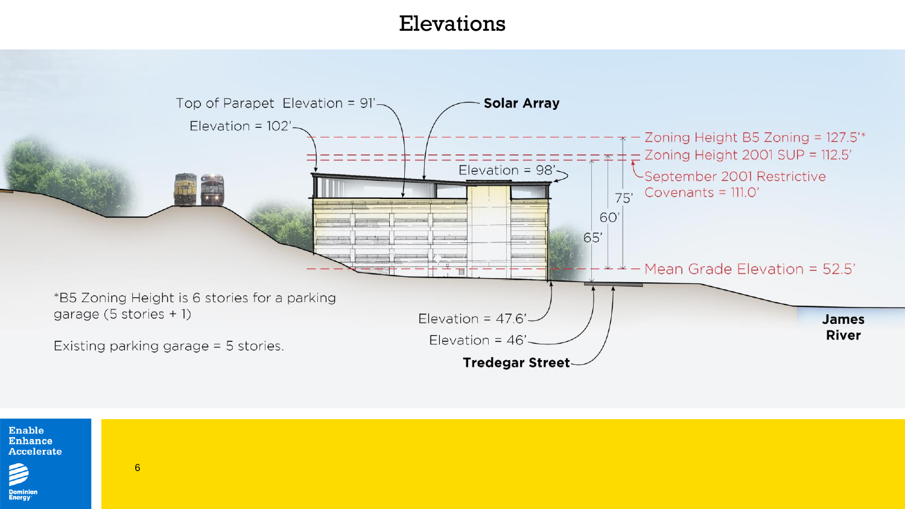# Elevations

Top of Parapet Elevation = 91'

Elevation = 102'

Solar Array

Elevation = 98'

Zoning Height B5 Zoning = 127.5'*

Zoning Height 2001 SUP = 112.5'

September 2001 Restrictive Covenants = 111.0'

75'

60'

65'

Mean Grade Elevation = 52.5'

Elevation = 47.6'

Elevation = 46'

Tredegar Street

James River

*B5 Zoning Height is 6 stories for a parking garage (5 stories + 1)

Existing parking garage = 5 stories.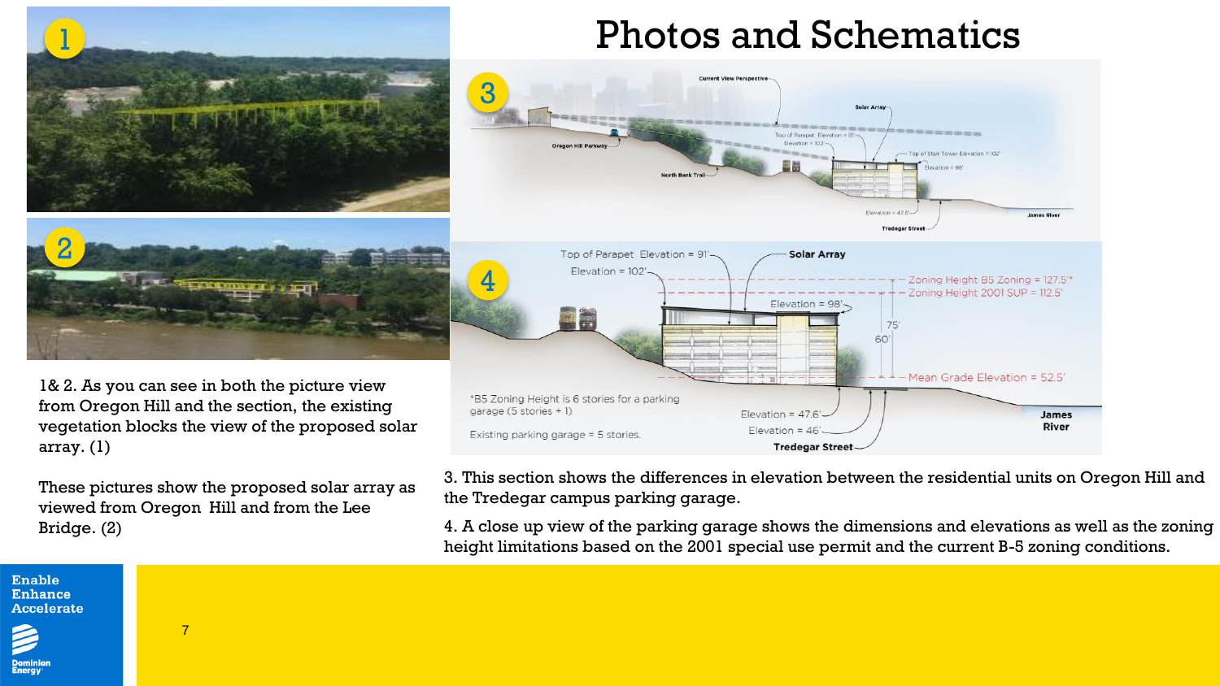# Photos and Schematics

1& 2. As you can see in both the picture view from Oregon Hill and the section, the existing vegetation blocks the view of the proposed solar array. (1)

These pictures show the proposed solar array as viewed from Oregon Hill and from the Lee Bridge. (2)

3. This section shows the differences in elevation between the residential units on Oregon Hill and the Tredegar campus parking garage.

4. A close up view of the parking garage shows the dimensions and elevations as well as the zoning height limitations based on the 2001 special use permit and the current B-5 zoning conditions.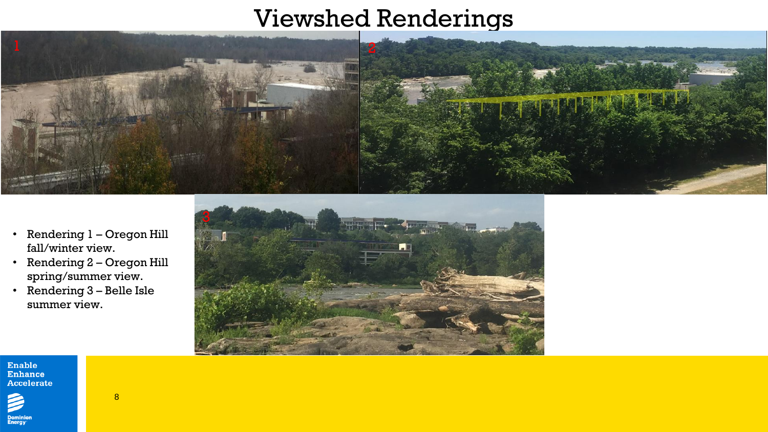# Viewshed Renderings

- Rendering 1 – Oregon Hill fall/winter view.
- Rendering 2 – Oregon Hill spring/summer view.
- Rendering 3 – Belle Isle summer view.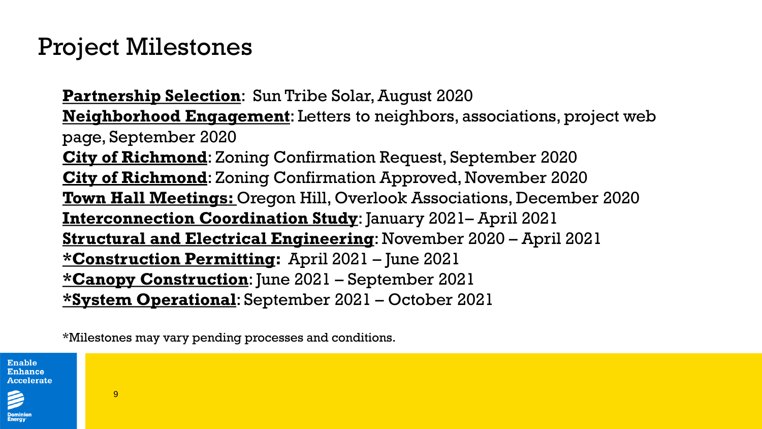# Project Milestones

**Partnership Selection**: Sun Tribe Solar, August 2020
**Neighborhood Engagement**: Letters to neighbors, associations, project web page, September 2020
**City of Richmond**: Zoning Confirmation Request, September 2020
**City of Richmond**: Zoning Confirmation Approved, November 2020
**Town Hall Meetings:** Oregon Hill, Overlook Associations, December 2020
**Interconnection Coordination Study**: January 2021– April 2021
**Structural and Electrical Engineering**: November 2020 – April 2021
***Construction Permitting:** April 2021 – June 2021
***Canopy Construction**: June 2021 – September 2021
***System Operational**: September 2021 – October 2021

*Milestones may vary pending processes and conditions.

Enable
Enhance
Accelerate

Dominion Energy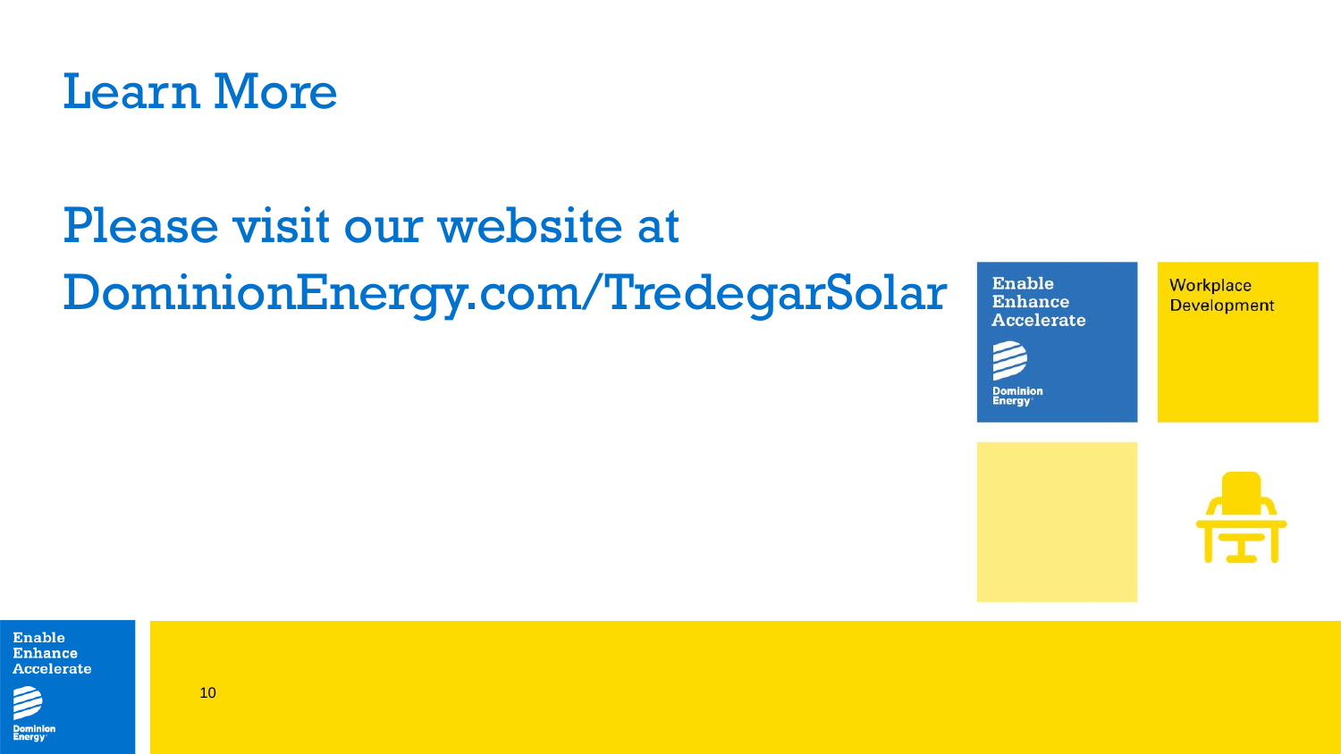# Learn More

## Please visit our website at DominionEnergy.com/TredegarSolar

Enable
Enhance
Accelerate

Workplace
Development